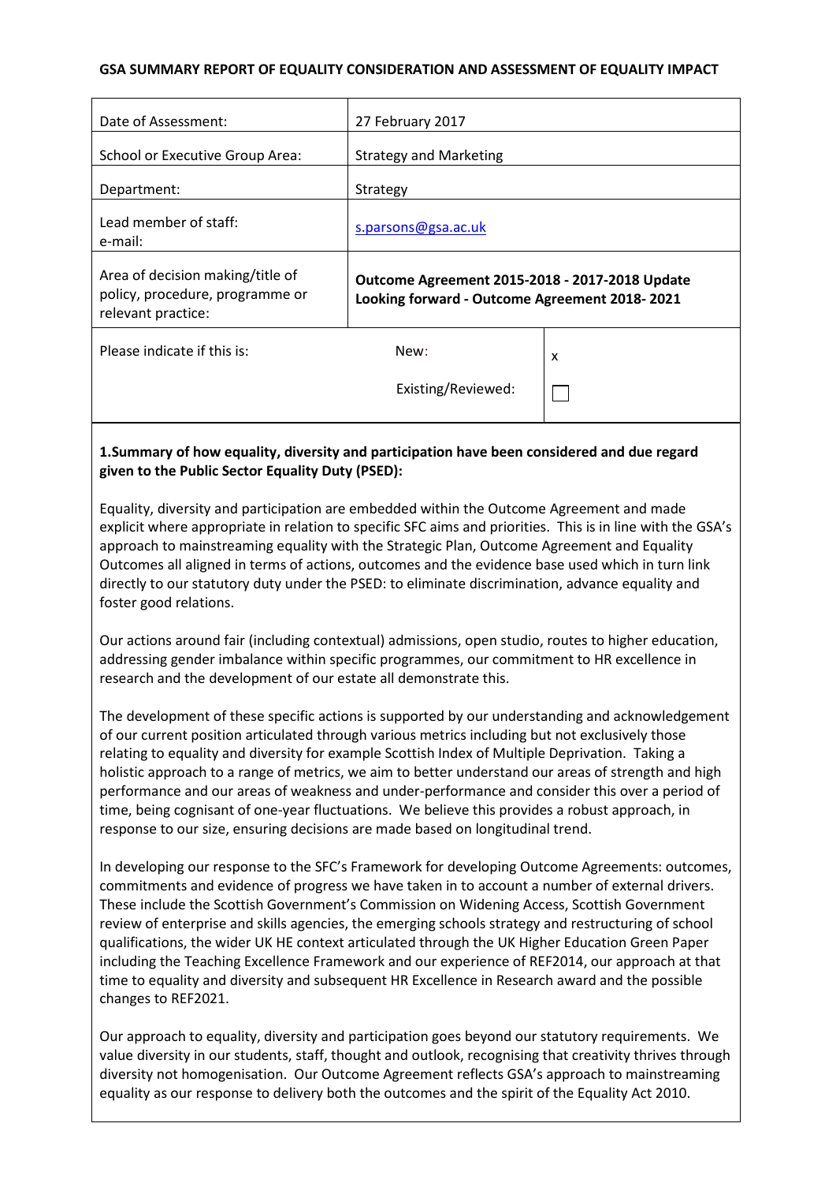**GSA SUMMARY REPORT OF EQUALITY CONSIDERATION AND ASSESSMENT OF EQUALITY IMPACT**

| | | |
|---|---|---|
| Date of Assessment: | 27 February 2017 | |
| School or Executive Group Area: | Strategy and Marketing | |
| Department: | Strategy | |
| Lead member of staff: e-mail: | s.parsons@gsa.ac.uk | |
| Area of decision making/title of policy, procedure, programme or relevant practice: | **Outcome Agreement 2015-2018 - 2017-2018 Update Looking forward - Outcome Agreement 2018- 2021** | |
| Please indicate if this is: | New: | x |
| | Existing/Reviewed: | ☐ |

**1.Summary of how equality, diversity and participation have been considered and due regard given to the Public Sector Equality Duty (PSED):**

Equality, diversity and participation are embedded within the Outcome Agreement and made explicit where appropriate in relation to specific SFC aims and priorities. This is in line with the GSA's approach to mainstreaming equality with the Strategic Plan, Outcome Agreement and Equality Outcomes all aligned in terms of actions, outcomes and the evidence base used which in turn link directly to our statutory duty under the PSED: to eliminate discrimination, advance equality and foster good relations.

Our actions around fair (including contextual) admissions, open studio, routes to higher education, addressing gender imbalance within specific programmes, our commitment to HR excellence in research and the development of our estate all demonstrate this.

The development of these specific actions is supported by our understanding and acknowledgement of our current position articulated through various metrics including but not exclusively those relating to equality and diversity for example Scottish Index of Multiple Deprivation. Taking a holistic approach to a range of metrics, we aim to better understand our areas of strength and high performance and our areas of weakness and under-performance and consider this over a period of time, being cognisant of one-year fluctuations. We believe this provides a robust approach, in response to our size, ensuring decisions are made based on longitudinal trend.

In developing our response to the SFC's Framework for developing Outcome Agreements: outcomes, commitments and evidence of progress we have taken in to account a number of external drivers. These include the Scottish Government's Commission on Widening Access, Scottish Government review of enterprise and skills agencies, the emerging schools strategy and restructuring of school qualifications, the wider UK HE context articulated through the UK Higher Education Green Paper including the Teaching Excellence Framework and our experience of REF2014, our approach at that time to equality and diversity and subsequent HR Excellence in Research award and the possible changes to REF2021.

Our approach to equality, diversity and participation goes beyond our statutory requirements. We value diversity in our students, staff, thought and outlook, recognising that creativity thrives through diversity not homogenisation. Our Outcome Agreement reflects GSA's approach to mainstreaming equality as our response to delivery both the outcomes and the spirit of the Equality Act 2010.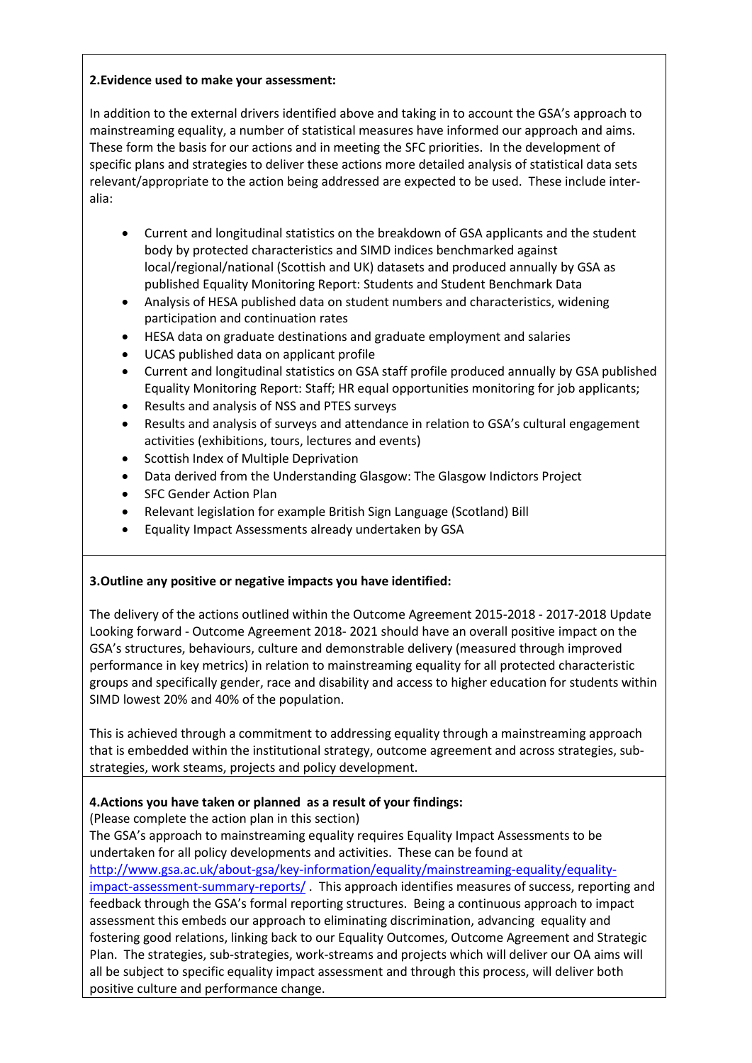**2.Evidence used to make your assessment:**

In addition to the external drivers identified above and taking in to account the GSA's approach to mainstreaming equality, a number of statistical measures have informed our approach and aims. These form the basis for our actions and in meeting the SFC priorities. In the development of specific plans and strategies to deliver these actions more detailed analysis of statistical data sets relevant/appropriate to the action being addressed are expected to be used. These include inter-alia:

- Current and longitudinal statistics on the breakdown of GSA applicants and the student body by protected characteristics and SIMD indices benchmarked against local/regional/national (Scottish and UK) datasets and produced annually by GSA as published Equality Monitoring Report: Students and Student Benchmark Data
- Analysis of HESA published data on student numbers and characteristics, widening participation and continuation rates
- HESA data on graduate destinations and graduate employment and salaries
- UCAS published data on applicant profile
- Current and longitudinal statistics on GSA staff profile produced annually by GSA published Equality Monitoring Report: Staff; HR equal opportunities monitoring for job applicants;
- Results and analysis of NSS and PTES surveys
- Results and analysis of surveys and attendance in relation to GSA's cultural engagement activities (exhibitions, tours, lectures and events)
- Scottish Index of Multiple Deprivation
- Data derived from the Understanding Glasgow: The Glasgow Indictors Project
- SFC Gender Action Plan
- Relevant legislation for example British Sign Language (Scotland) Bill
- Equality Impact Assessments already undertaken by GSA

**3.Outline any positive or negative impacts you have identified:**

The delivery of the actions outlined within the Outcome Agreement 2015-2018 - 2017-2018 Update Looking forward - Outcome Agreement 2018- 2021 should have an overall positive impact on the GSA's structures, behaviours, culture and demonstrable delivery (measured through improved performance in key metrics) in relation to mainstreaming equality for all protected characteristic groups and specifically gender, race and disability and access to higher education for students within SIMD lowest 20% and 40% of the population.

This is achieved through a commitment to addressing equality through a mainstreaming approach that is embedded within the institutional strategy, outcome agreement and across strategies, sub-strategies, work steams, projects and policy development.

**4.Actions you have taken or planned as a result of your findings:**

(Please complete the action plan in this section)

The GSA's approach to mainstreaming equality requires Equality Impact Assessments to be undertaken for all policy developments and activities. These can be found at http://www.gsa.ac.uk/about-gsa/key-information/equality/mainstreaming-equality/equality-impact-assessment-summary-reports/ . This approach identifies measures of success, reporting and feedback through the GSA's formal reporting structures. Being a continuous approach to impact assessment this embeds our approach to eliminating discrimination, advancing equality and fostering good relations, linking back to our Equality Outcomes, Outcome Agreement and Strategic Plan. The strategies, sub-strategies, work-streams and projects which will deliver our OA aims will all be subject to specific equality impact assessment and through this process, will deliver both positive culture and performance change.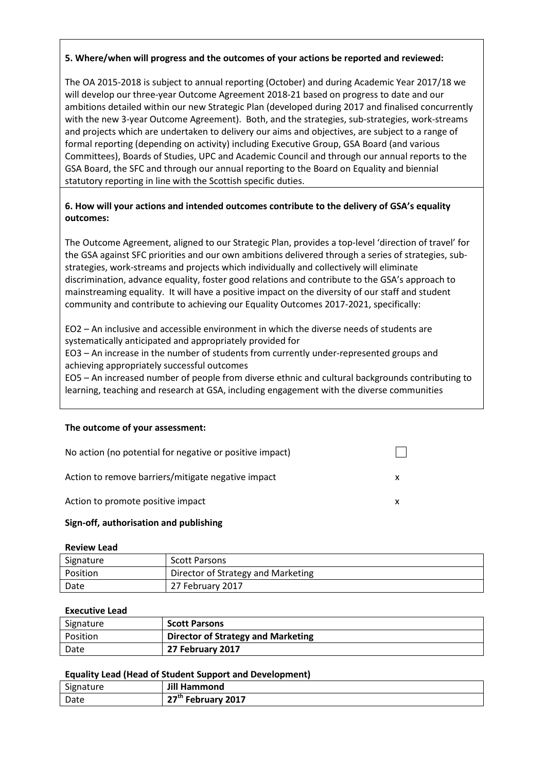**5. Where/when will progress and the outcomes of your actions be reported and reviewed:**

The OA 2015-2018 is subject to annual reporting (October) and during Academic Year 2017/18 we will develop our three-year Outcome Agreement 2018-21 based on progress to date and our ambitions detailed within our new Strategic Plan (developed during 2017 and finalised concurrently with the new 3-year Outcome Agreement). Both, and the strategies, sub-strategies, work-streams and projects which are undertaken to deliver our aims and objectives, are subject to a range of formal reporting (depending on activity) including Executive Group, GSA Board (and various Committees), Boards of Studies, UPC and Academic Council and through our annual reports to the GSA Board, the SFC and through our annual reporting to the Board on Equality and biennial statutory reporting in line with the Scottish specific duties.

**6. How will your actions and intended outcomes contribute to the delivery of GSA's equality outcomes:**

The Outcome Agreement, aligned to our Strategic Plan, provides a top-level 'direction of travel' for the GSA against SFC priorities and our own ambitions delivered through a series of strategies, sub-strategies, work-streams and projects which individually and collectively will eliminate discrimination, advance equality, foster good relations and contribute to the GSA's approach to mainstreaming equality. It will have a positive impact on the diversity of our staff and student community and contribute to achieving our Equality Outcomes 2017-2021, specifically:

EO2 – An inclusive and accessible environment in which the diverse needs of students are systematically anticipated and appropriately provided for
EO3 – An increase in the number of students from currently under-represented groups and achieving appropriately successful outcomes
EO5 – An increased number of people from diverse ethnic and cultural backgrounds contributing to learning, teaching and research at GSA, including engagement with the diverse communities

**The outcome of your assessment:**

| | |
|---|---|
| No action (no potential for negative or positive impact) | ☐ |
| Action to remove barriers/mitigate negative impact | x |
| Action to promote positive impact | x |

**Sign-off, authorisation and publishing**

**Review Lead**

| | |
|---|---|
| Signature | Scott Parsons |
| Position | Director of Strategy and Marketing |
| Date | 27 February 2017 |

**Executive Lead**

| | |
|---|---|
| Signature | **Scott Parsons** |
| Position | **Director of Strategy and Marketing** |
| Date | **27 February 2017** |

**Equality Lead (Head of Student Support and Development)**

| | |
|---|---|
| Signature | **Jill Hammond** |
| Date | **27th February 2017** |